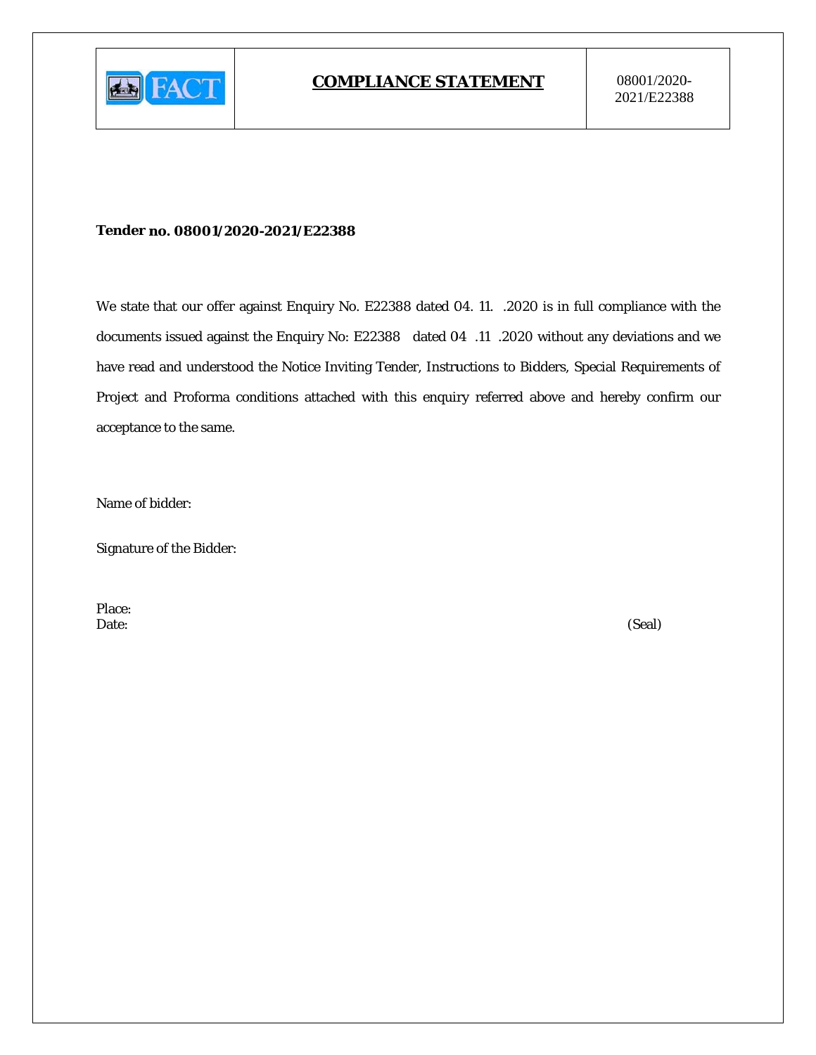| FACT | **COMPLIANCE STATEMENT** | 08001/2020-2021/E22388 |
|---|---|---|

**Tender no. 08001/2020-2021/E22388**

We state that our offer against Enquiry No. E22388 dated 04. 11. .2020 is in full compliance with the documents issued against the Enquiry No: E22388 dated 04 .11 .2020 without any deviations and we have read and understood the Notice Inviting Tender, Instructions to Bidders, Special Requirements of Project and Proforma conditions attached with this enquiry referred above and hereby confirm our acceptance to the same.

Name of bidder:

Signature of the Bidder:

Place:
Date: (Seal)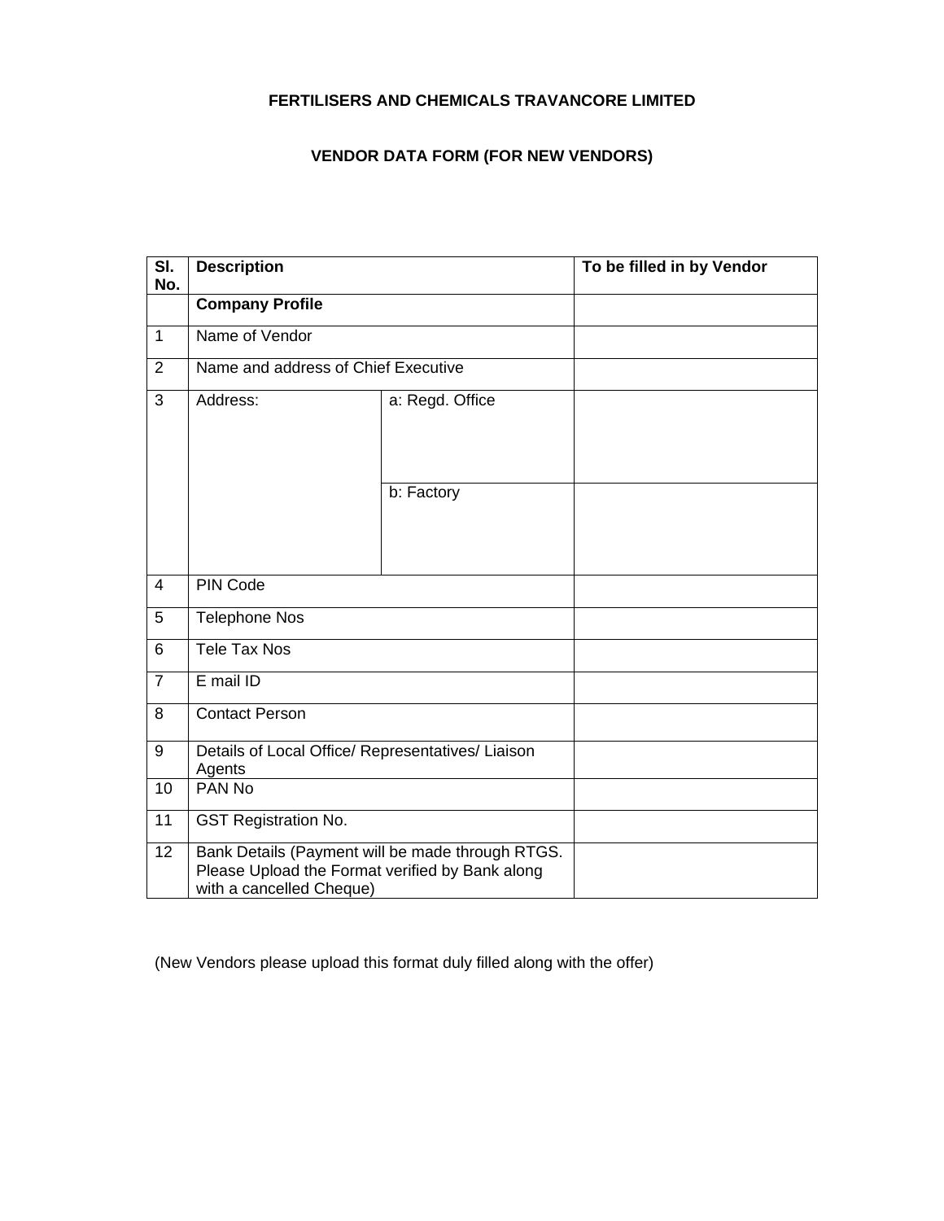**FERTILISERS AND CHEMICALS TRAVANCORE LIMITED**

**VENDOR DATA FORM (FOR NEW VENDORS)**

| Sl. No. | Description | | To be filled in by Vendor |
|---|---|---|---|
| | **Company Profile** | | |
| 1 | Name of Vendor | | |
| 2 | Name and address of Chief Executive | | |
| 3 | Address: | a: Regd. Office | |
| | | b: Factory | |
| 4 | PIN Code | | |
| 5 | Telephone Nos | | |
| 6 | Tele Tax Nos | | |
| 7 | E mail ID | | |
| 8 | Contact Person | | |
| 9 | Details of Local Office/ Representatives/ Liaison Agents | | |
| 10 | PAN No | | |
| 11 | GST Registration No. | | |
| 12 | Bank Details (Payment will be made through RTGS. Please Upload the Format verified by Bank along with a cancelled Cheque) | | |

(New Vendors please upload this format duly filled along with the offer)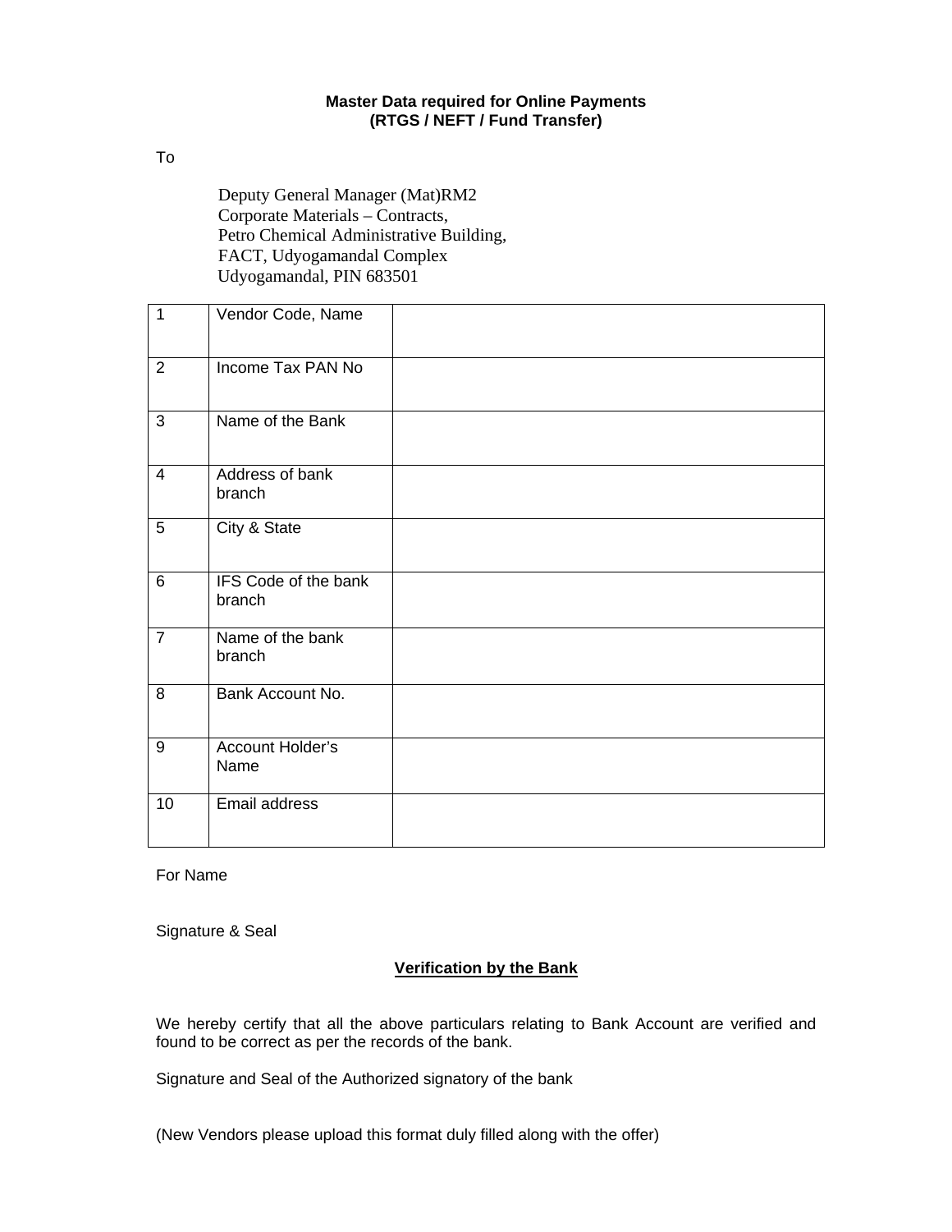**Master Data required for Online Payments**
**(RTGS / NEFT / Fund Transfer)**

To

Deputy General Manager (Mat)RM2
Corporate Materials – Contracts,
Petro Chemical Administrative Building,
FACT, Udyogamandal Complex
Udyogamandal, PIN 683501

| | | |
|---|---|---|
| 1 | Vendor Code, Name | |
| 2 | Income Tax PAN No | |
| 3 | Name of the Bank | |
| 4 | Address of bank branch | |
| 5 | City & State | |
| 6 | IFS Code of the bank branch | |
| 7 | Name of the bank branch | |
| 8 | Bank Account No. | |
| 9 | Account Holder's Name | |
| 10 | Email address | |

For Name

Signature & Seal

**Verification by the Bank**

We hereby certify that all the above particulars relating to Bank Account are verified and found to be correct as per the records of the bank.

Signature and Seal of the Authorized signatory of the bank

(New Vendors please upload this format duly filled along with the offer)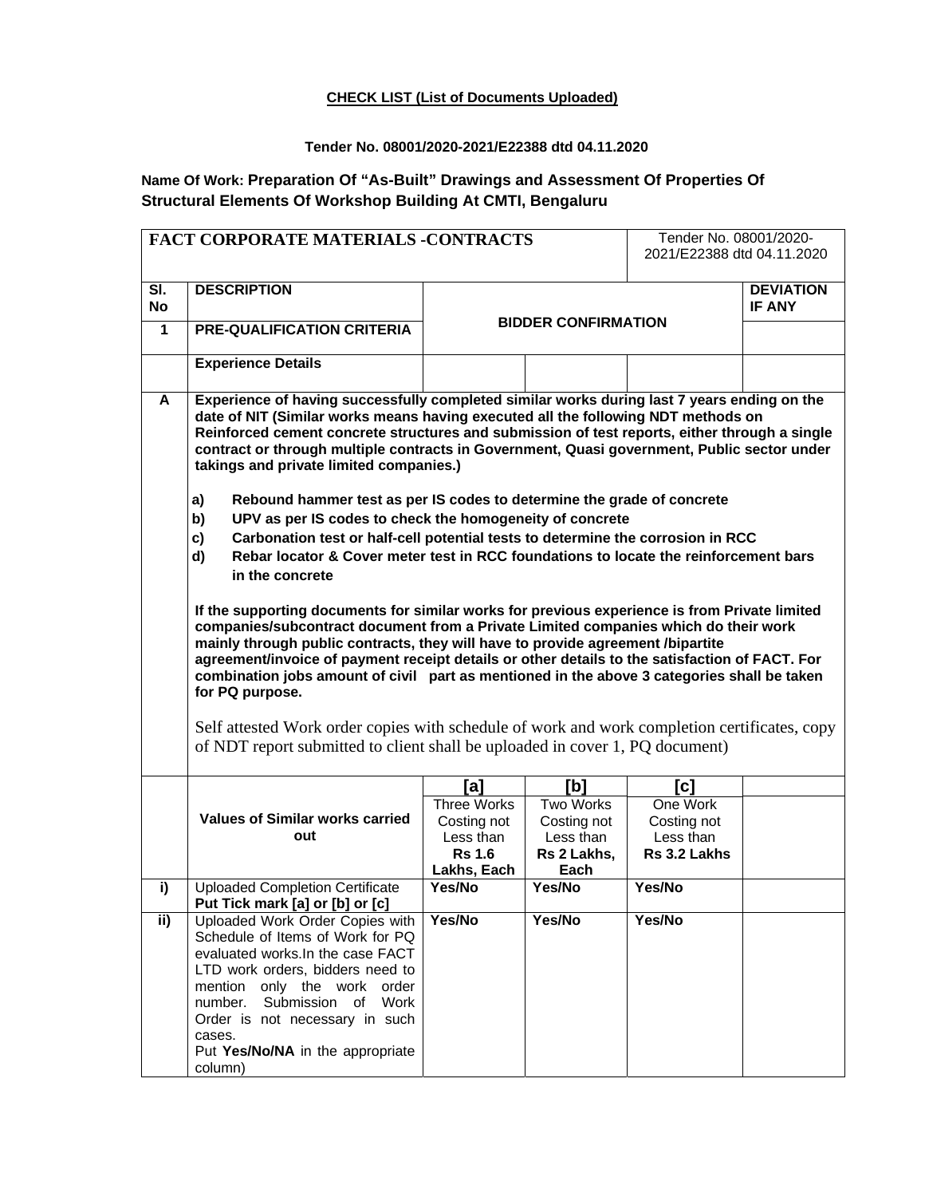**CHECK LIST (List of Documents Uploaded)**

**Tender No. 08001/2020-2021/E22388 dtd 04.11.2020**

**Name Of Work: Preparation Of "As-Built" Drawings and Assessment Of Properties Of Structural Elements Of Workshop Building At CMTI, Bengaluru**

| **FACT CORPORATE MATERIALS -CONTRACTS** | | | | Tender No. 08001/2020-2021/E22388 dtd 04.11.2020 | |
|---|---|---|---|---|---|
| **Sl. No** | **DESCRIPTION** | **BIDDER CONFIRMATION** | | | **DEVIATION IF ANY** |
| **1** | **PRE-QUALIFICATION CRITERIA** | | | | |
| | **Experience Details** | | | | |
| **A** | **Experience of having successfully completed similar works during last 7 years ending on the date of NIT (Similar works means having executed all the following NDT methods on Reinforced cement concrete structures and submission of test reports, either through a single contract or through multiple contracts in Government, Quasi government, Public sector under takings and private limited companies.)**<br><br>**a) Rebound hammer test as per IS codes to determine the grade of concrete**<br>**b) UPV as per IS codes to check the homogeneity of concrete**<br>**c) Carbonation test or half-cell potential tests to determine the corrosion in RCC**<br>**d) Rebar locator & Cover meter test in RCC foundations to locate the reinforcement bars in the concrete**<br><br>**If the supporting documents for similar works for previous experience is from Private limited companies/subcontract document from a Private Limited companies which do their work mainly through public contracts, they will have to provide agreement /bipartite agreement/invoice of payment receipt details or other details to the satisfaction of FACT. For combination jobs amount of civil part as mentioned in the above 3 categories shall be taken for PQ purpose.**<br><br>Self attested Work order copies with schedule of work and work completion certificates, copy of NDT report submitted to client shall be uploaded in cover 1, PQ document) | | | | |
| | | **[a]** | **[b]** | **[c]** | |
| | **Values of Similar works carried out** | Three Works Costing not Less than **Rs 1.6 Lakhs, Each** | Two Works Costing not Less than **Rs 2 Lakhs, Each** | One Work Costing not Less than **Rs 3.2 Lakhs** | |
| **i)** | Uploaded Completion Certificate **Put Tick mark [a] or [b] or [c]** | **Yes/No** | **Yes/No** | **Yes/No** | |
| **ii)** | Uploaded Work Order Copies with Schedule of Items of Work for PQ evaluated works.In the case FACT LTD work orders, bidders need to mention only the work order number. Submission of Work Order is not necessary in such cases.<br>Put **Yes/No/NA** in the appropriate column) | **Yes/No** | **Yes/No** | **Yes/No** | |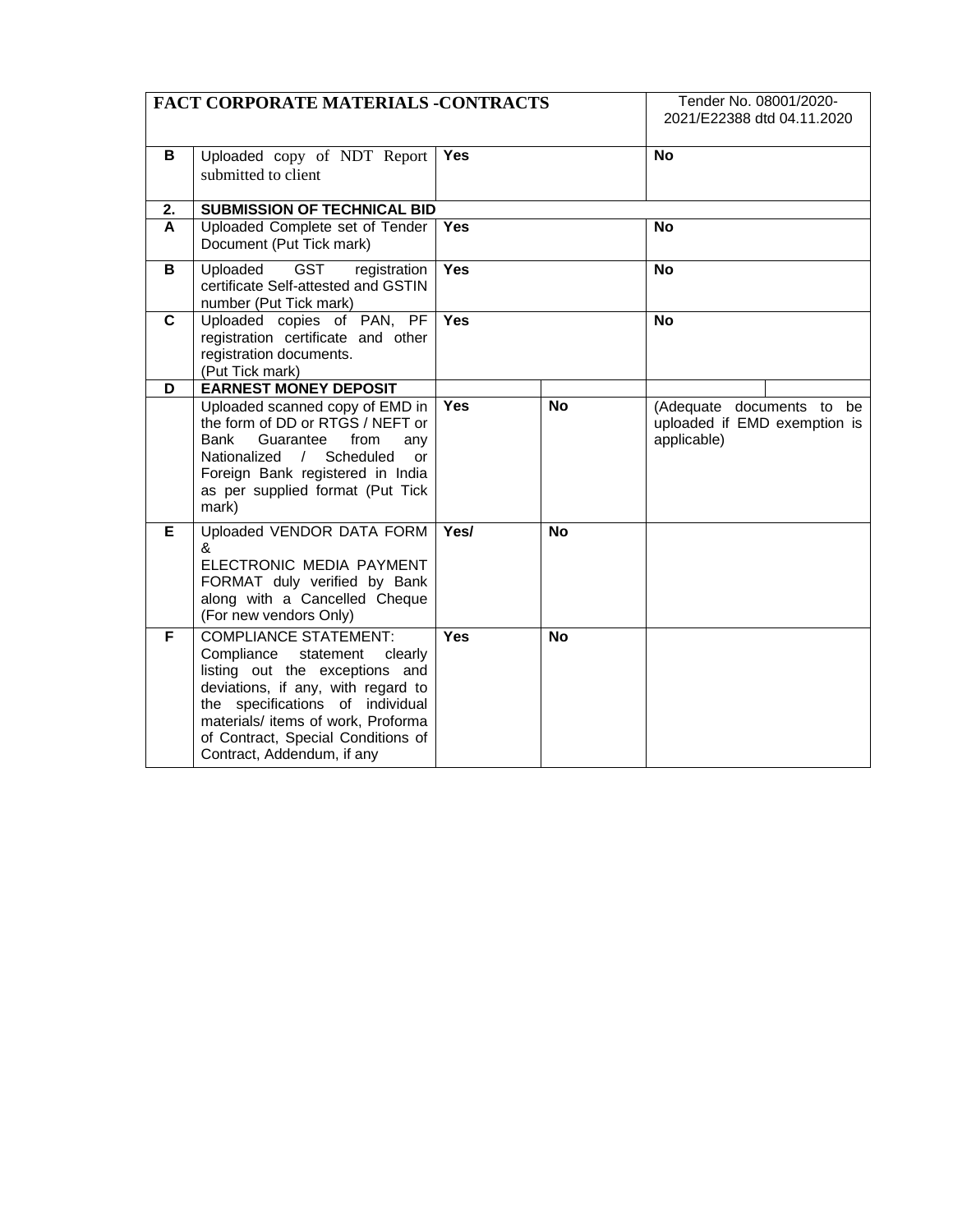| FACT CORPORATE MATERIALS -CONTRACTS | | | | Tender No. 08001/2020-2021/E22388 dtd 04.11.2020 | |
|---|---|---|---|---|---|
| B | Uploaded copy of NDT Report submitted to client | Yes | | No | |
| 2. | SUBMISSION OF TECHNICAL BID | | | | |
| A | Uploaded Complete set of Tender Document (Put Tick mark) | Yes | | No | |
| B | Uploaded GST registration certificate Self-attested and GSTIN number (Put Tick mark) | Yes | | No | |
| C | Uploaded copies of PAN, PF registration certificate and other registration documents. (Put Tick mark) | Yes | | No | |
| D | EARNEST MONEY DEPOSIT | | | | |
| | Uploaded scanned copy of EMD in the form of DD or RTGS / NEFT or Bank Guarantee from any Nationalized / Scheduled or Foreign Bank registered in India as per supplied format (Put Tick mark) | Yes | No | (Adequate documents to be uploaded if EMD exemption is applicable) | |
| E | Uploaded VENDOR DATA FORM & ELECTRONIC MEDIA PAYMENT FORMAT duly verified by Bank along with a Cancelled Cheque (For new vendors Only) | Yes/ | No | | |
| F | COMPLIANCE STATEMENT: Compliance statement clearly listing out the exceptions and deviations, if any, with regard to the specifications of individual materials/ items of work, Proforma of Contract, Special Conditions of Contract, Addendum, if any | Yes | No | | |